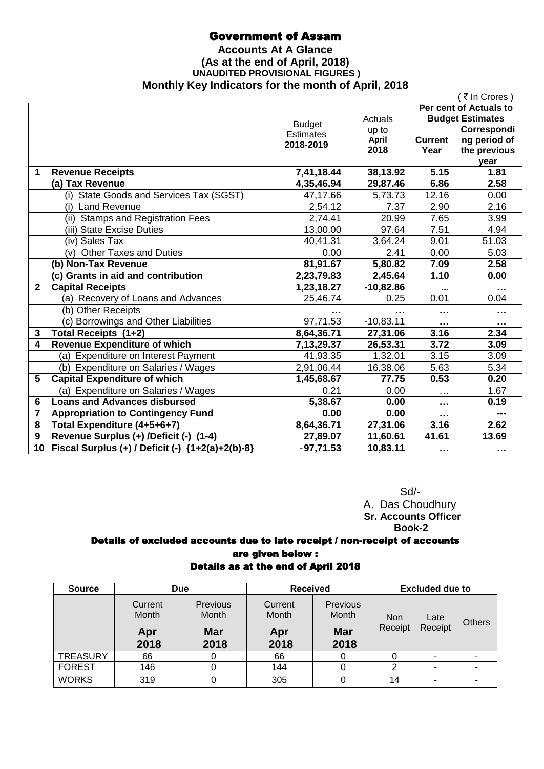# Government of Assam

**Accounts At A Glance**
**(As at the end of April, 2018)**
**UNAUDITED PROVISIONAL FIGURES )**
**Monthly Key Indicators for the month of April, 2018**

( ₹ In Crores )

| | | Budget Estimates 2018-2019 | Actuals up to April 2018 | Per cent of Actuals to Budget Estimates | |
|---|---|---|---|---|---|
| | | | | Current Year | Corresponding period of the previous year |
| **1** | **Revenue Receipts** | **7,41,18.44** | **38,13.92** | **5.15** | **1.81** |
| | **(a) Tax Revenue** | **4,35,46.94** | **29,87.46** | **6.86** | **2.58** |
| | (i) State Goods and Services Tax (SGST) | 47,17.66 | 5,73.73 | 12.16 | 0.00 |
| | (i) Land Revenue | 2,54.12 | 7.37 | 2.90 | 2.16 |
| | (ii) Stamps and Registration Fees | 2,74.41 | 20.99 | 7.65 | 3.99 |
| | (iii) State Excise Duties | 13,00.00 | 97.64 | 7.51 | 4.94 |
| | (iv) Sales Tax | 40,41.31 | 3,64.24 | 9.01 | 51.03 |
| | (v) Other Taxes and Duties | 0.00 | 2.41 | 0.00 | 5.03 |
| | **(b) Non-Tax Revenue** | **81,91.67** | **5,80.82** | **7.09** | **2.58** |
| | **(c) Grants in aid and contribution** | **2,23,79.83** | **2,45.64** | **1.10** | **0.00** |
| **2** | **Capital Receipts** | **1,23,18.27** | **-10,82.86** | **...** | **…** |
| | (a) Recovery of Loans and Advances | 25,46.74 | 0.25 | 0.01 | 0.04 |
| | (b) Other Receipts | … | … | … | … |
| | (c) Borrowings and Other Liabilities | 97,71.53 | -10,83.11 | … | … |
| **3** | **Total Receipts (1+2)** | **8,64,36.71** | **27,31.06** | **3.16** | **2.34** |
| **4** | **Revenue Expenditure of which** | **7,13,29.37** | **26,53.31** | **3.72** | **3.09** |
| | (a) Expenditure on Interest Payment | 41,93.35 | 1,32.01 | 3.15 | 3.09 |
| | (b) Expenditure on Salaries / Wages | 2,91,06.44 | 16,38.06 | 5.63 | 5.34 |
| **5** | **Capital Expenditure of which** | **1,45,68.67** | **77.75** | **0.53** | **0.20** |
| | (a) Expenditure on Salaries / Wages | 0.21 | 0.00 | … | 1.67 |
| **6** | **Loans and Advances disbursed** | **5,38.67** | **0.00** | **…** | **0.19** |
| **7** | **Appropriation to Contingency Fund** | **0.00** | **0.00** | **…** | **---** |
| **8** | **Total Expenditure (4+5+6+7)** | **8,64,36.71** | **27,31.06** | **3.16** | **2.62** |
| **9** | **Revenue Surplus (+) /Deficit (-) (1-4)** | **27,89.07** | **11,60.61** | **41.61** | **13.69** |
| **10** | **Fiscal Surplus (+) / Deficit (-) {1+2(a)+2(b)-8}** | **-97,71.53** | **10,83.11** | **…** | **…** |

Sd/-
A. Das Choudhury
**Sr. Accounts Officer**
**Book-2**

## Details of excluded accounts due to late receipt / non-receipt of accounts are given below :

## Details as at the end of April 2018

| Source | Due | | Received | | Excluded due to | | |
|---|---|---|---|---|---|---|---|
| | Current Month | Previous Month | Current Month | Previous Month | Non Receipt | Late Receipt | Others |
| | Apr 2018 | Mar 2018 | Apr 2018 | Mar 2018 | | | |
| TREASURY | 66 | 0 | 66 | 0 | 0 | - | - |
| FOREST | 146 | 0 | 144 | 0 | 2 | - | - |
| WORKS | 319 | 0 | 305 | 0 | 14 | - | - |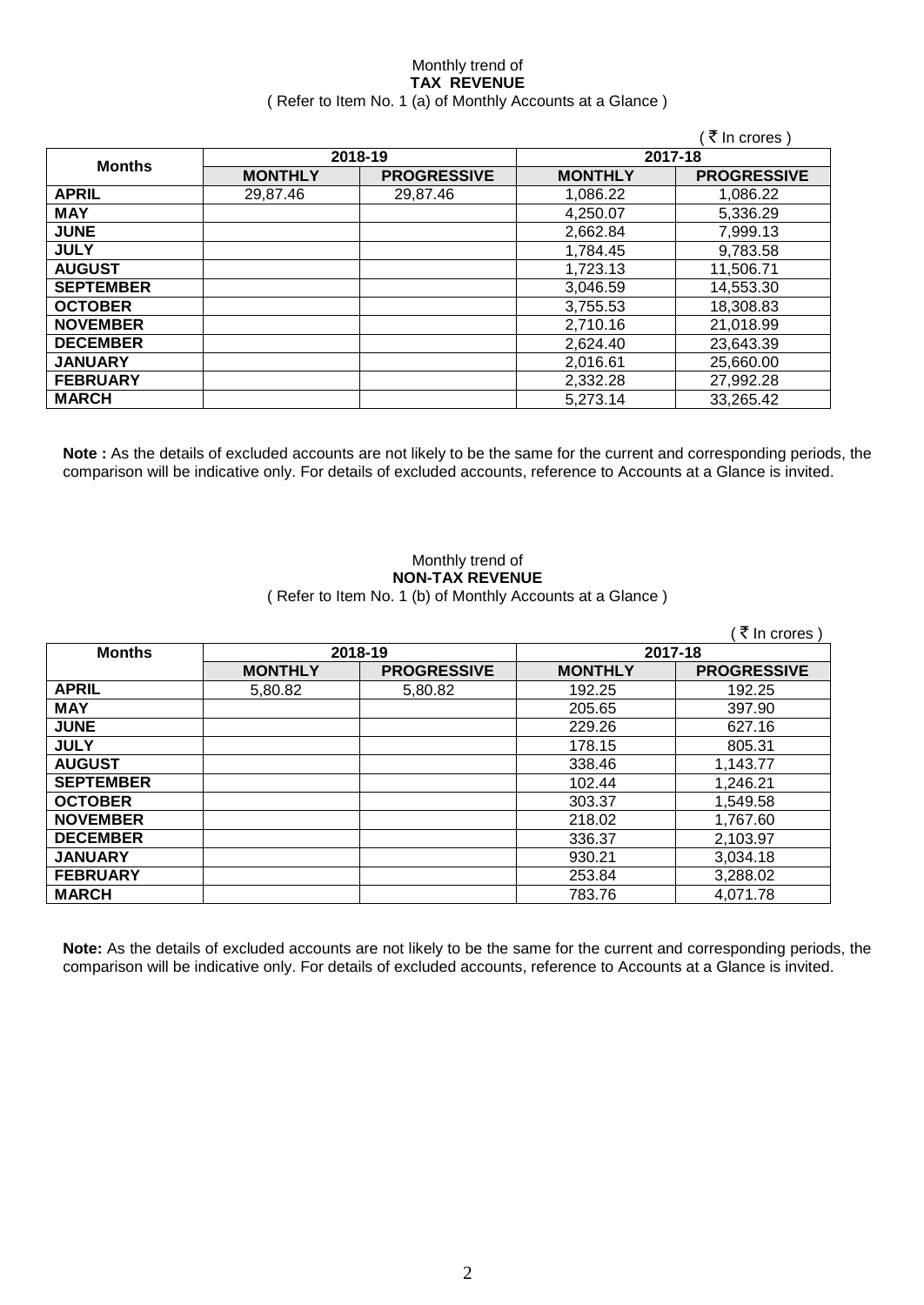Monthly trend of
**TAX REVENUE**
( Refer to Item No. 1 (a) of Monthly Accounts at a Glance )

( ₹ In crores )

| Months | 2018-19 | | 2017-18 | |
|---|---|---|---|---|
| | **MONTHLY** | **PROGRESSIVE** | **MONTHLY** | **PROGRESSIVE** |
| **APRIL** | 29,87.46 | 29,87.46 | 1,086.22 | 1,086.22 |
| **MAY** | | | 4,250.07 | 5,336.29 |
| **JUNE** | | | 2,662.84 | 7,999.13 |
| **JULY** | | | 1,784.45 | 9,783.58 |
| **AUGUST** | | | 1,723.13 | 11,506.71 |
| **SEPTEMBER** | | | 3,046.59 | 14,553.30 |
| **OCTOBER** | | | 3,755.53 | 18,308.83 |
| **NOVEMBER** | | | 2,710.16 | 21,018.99 |
| **DECEMBER** | | | 2,624.40 | 23,643.39 |
| **JANUARY** | | | 2,016.61 | 25,660.00 |
| **FEBRUARY** | | | 2,332.28 | 27,992.28 |
| **MARCH** | | | 5,273.14 | 33,265.42 |

**Note :** As the details of excluded accounts are not likely to be the same for the current and corresponding periods, the comparison will be indicative only. For details of excluded accounts, reference to Accounts at a Glance is invited.

Monthly trend of
**NON-TAX REVENUE**
( Refer to Item No. 1 (b) of Monthly Accounts at a Glance )

( ₹ In crores )

| Months | 2018-19 | | 2017-18 | |
|---|---|---|---|---|
| | **MONTHLY** | **PROGRESSIVE** | **MONTHLY** | **PROGRESSIVE** |
| **APRIL** | 5,80.82 | 5,80.82 | 192.25 | 192.25 |
| **MAY** | | | 205.65 | 397.90 |
| **JUNE** | | | 229.26 | 627.16 |
| **JULY** | | | 178.15 | 805.31 |
| **AUGUST** | | | 338.46 | 1,143.77 |
| **SEPTEMBER** | | | 102.44 | 1,246.21 |
| **OCTOBER** | | | 303.37 | 1,549.58 |
| **NOVEMBER** | | | 218.02 | 1,767.60 |
| **DECEMBER** | | | 336.37 | 2,103.97 |
| **JANUARY** | | | 930.21 | 3,034.18 |
| **FEBRUARY** | | | 253.84 | 3,288.02 |
| **MARCH** | | | 783.76 | 4,071.78 |

**Note:** As the details of excluded accounts are not likely to be the same for the current and corresponding periods, the comparison will be indicative only. For details of excluded accounts, reference to Accounts at a Glance is invited.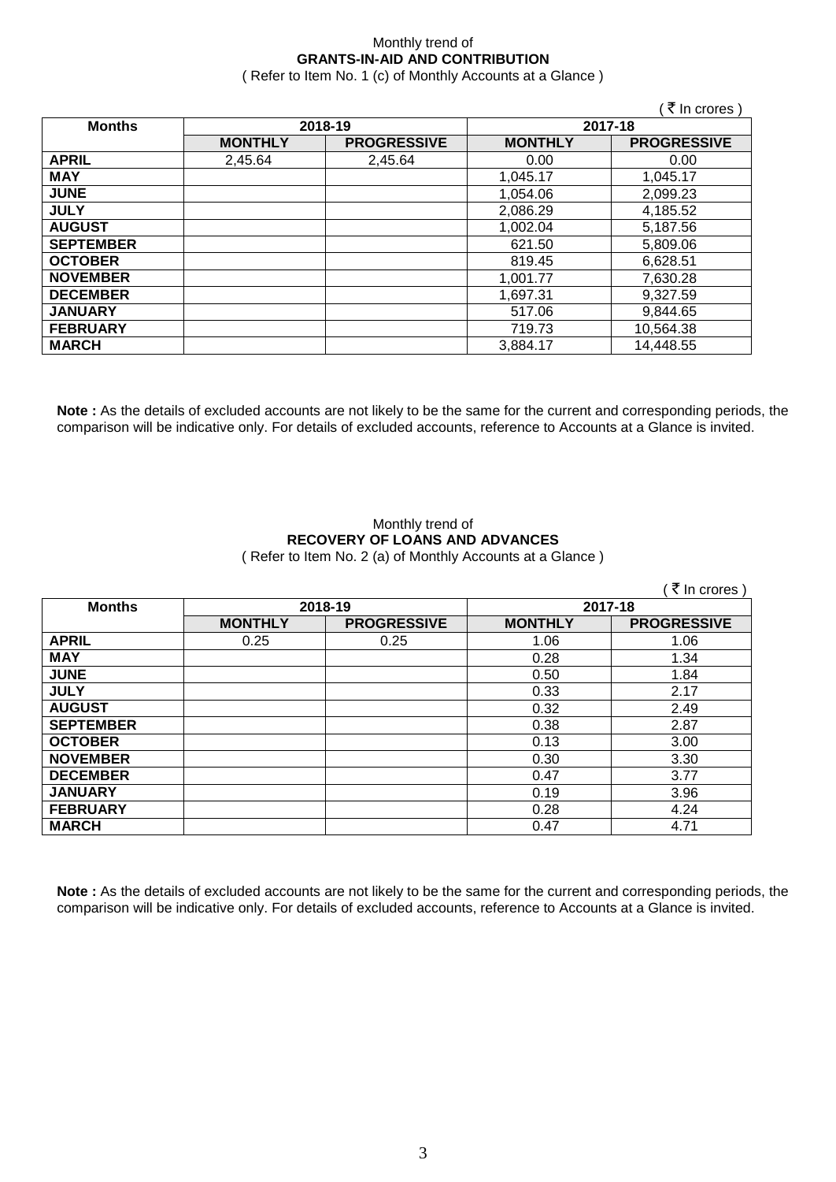Monthly trend of

**GRANTS-IN-AID AND CONTRIBUTION**

( Refer to Item No. 1 (c) of Monthly Accounts at a Glance )

( ₹ In crores )

| Months | 2018-19 | | 2017-18 | |
|---|---|---|---|---|
| | **MONTHLY** | **PROGRESSIVE** | **MONTHLY** | **PROGRESSIVE** |
| **APRIL** | 2,45.64 | 2,45.64 | 0.00 | 0.00 |
| **MAY** | | | 1,045.17 | 1,045.17 |
| **JUNE** | | | 1,054.06 | 2,099.23 |
| **JULY** | | | 2,086.29 | 4,185.52 |
| **AUGUST** | | | 1,002.04 | 5,187.56 |
| **SEPTEMBER** | | | 621.50 | 5,809.06 |
| **OCTOBER** | | | 819.45 | 6,628.51 |
| **NOVEMBER** | | | 1,001.77 | 7,630.28 |
| **DECEMBER** | | | 1,697.31 | 9,327.59 |
| **JANUARY** | | | 517.06 | 9,844.65 |
| **FEBRUARY** | | | 719.73 | 10,564.38 |
| **MARCH** | | | 3,884.17 | 14,448.55 |

**Note :** As the details of excluded accounts are not likely to be the same for the current and corresponding periods, the comparison will be indicative only. For details of excluded accounts, reference to Accounts at a Glance is invited.

Monthly trend of

**RECOVERY OF LOANS AND ADVANCES**

( Refer to Item No. 2 (a) of Monthly Accounts at a Glance )

( ₹ In crores )

| Months | 2018-19 | | 2017-18 | |
|---|---|---|---|---|
| | **MONTHLY** | **PROGRESSIVE** | **MONTHLY** | **PROGRESSIVE** |
| **APRIL** | 0.25 | 0.25 | 1.06 | 1.06 |
| **MAY** | | | 0.28 | 1.34 |
| **JUNE** | | | 0.50 | 1.84 |
| **JULY** | | | 0.33 | 2.17 |
| **AUGUST** | | | 0.32 | 2.49 |
| **SEPTEMBER** | | | 0.38 | 2.87 |
| **OCTOBER** | | | 0.13 | 3.00 |
| **NOVEMBER** | | | 0.30 | 3.30 |
| **DECEMBER** | | | 0.47 | 3.77 |
| **JANUARY** | | | 0.19 | 3.96 |
| **FEBRUARY** | | | 0.28 | 4.24 |
| **MARCH** | | | 0.47 | 4.71 |

**Note :** As the details of excluded accounts are not likely to be the same for the current and corresponding periods, the comparison will be indicative only. For details of excluded accounts, reference to Accounts at a Glance is invited.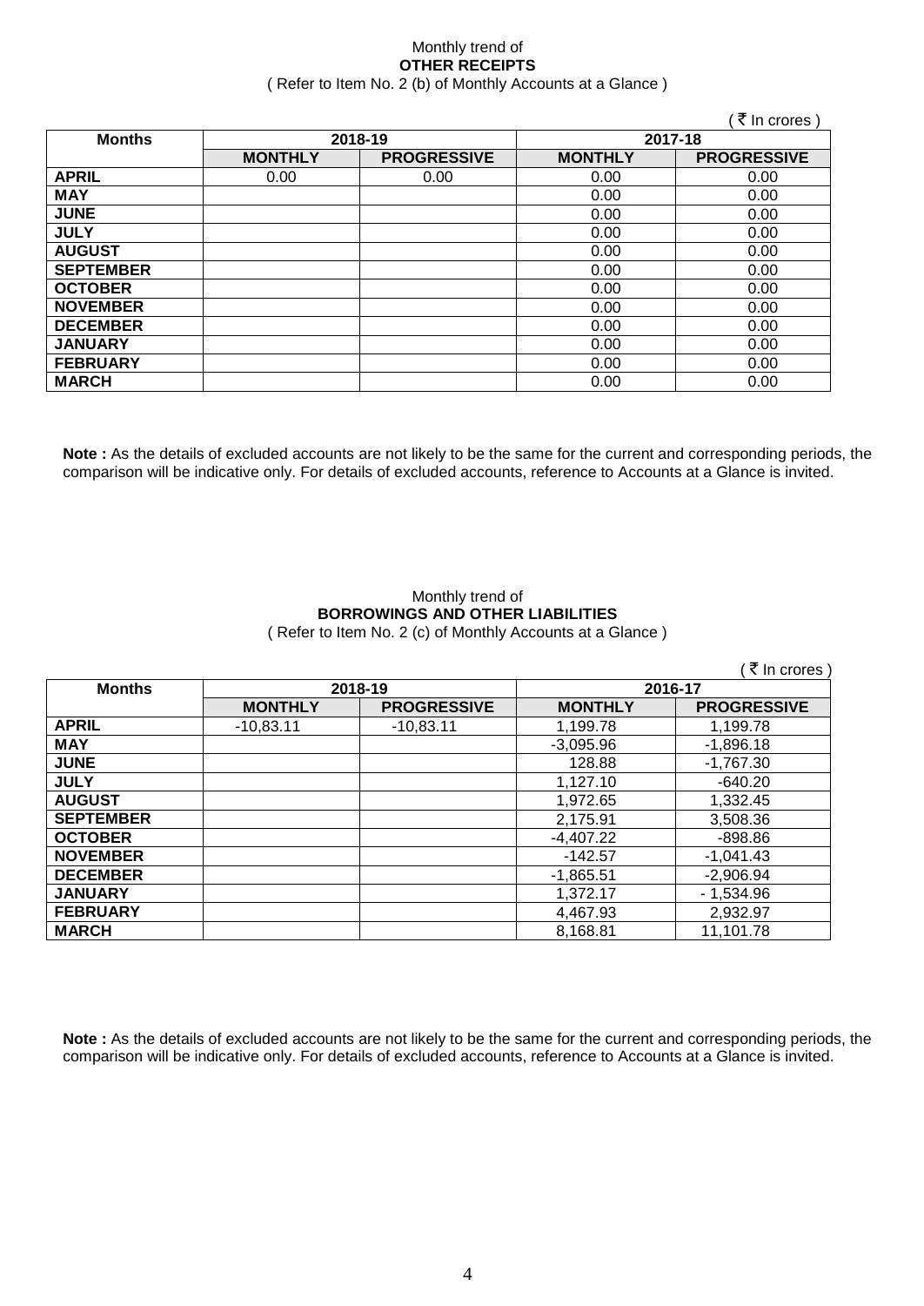Monthly trend of
**OTHER RECEIPTS**
( Refer to Item No. 2 (b) of Monthly Accounts at a Glance )

( ₹ In crores )

| Months | 2018-19 | | 2017-18 | |
|---|---|---|---|---|
| | MONTHLY | PROGRESSIVE | MONTHLY | PROGRESSIVE |
| APRIL | 0.00 | 0.00 | 0.00 | 0.00 |
| MAY | | | 0.00 | 0.00 |
| JUNE | | | 0.00 | 0.00 |
| JULY | | | 0.00 | 0.00 |
| AUGUST | | | 0.00 | 0.00 |
| SEPTEMBER | | | 0.00 | 0.00 |
| OCTOBER | | | 0.00 | 0.00 |
| NOVEMBER | | | 0.00 | 0.00 |
| DECEMBER | | | 0.00 | 0.00 |
| JANUARY | | | 0.00 | 0.00 |
| FEBRUARY | | | 0.00 | 0.00 |
| MARCH | | | 0.00 | 0.00 |

**Note :** As the details of excluded accounts are not likely to be the same for the current and corresponding periods, the comparison will be indicative only. For details of excluded accounts, reference to Accounts at a Glance is invited.

Monthly trend of
**BORROWINGS AND OTHER LIABILITIES**
( Refer to Item No. 2 (c) of Monthly Accounts at a Glance )

( ₹ In crores )

| Months | 2018-19 | | 2016-17 | |
|---|---|---|---|---|
| | MONTHLY | PROGRESSIVE | MONTHLY | PROGRESSIVE |
| APRIL | -10,83.11 | -10,83.11 | 1,199.78 | 1,199.78 |
| MAY | | | -3,095.96 | -1,896.18 |
| JUNE | | | 128.88 | -1,767.30 |
| JULY | | | 1,127.10 | -640.20 |
| AUGUST | | | 1,972.65 | 1,332.45 |
| SEPTEMBER | | | 2,175.91 | 3,508.36 |
| OCTOBER | | | -4,407.22 | -898.86 |
| NOVEMBER | | | -142.57 | -1,041.43 |
| DECEMBER | | | -1,865.51 | -2,906.94 |
| JANUARY | | | 1,372.17 | - 1,534.96 |
| FEBRUARY | | | 4,467.93 | 2,932.97 |
| MARCH | | | 8,168.81 | 11,101.78 |

**Note :** As the details of excluded accounts are not likely to be the same for the current and corresponding periods, the comparison will be indicative only. For details of excluded accounts, reference to Accounts at a Glance is invited.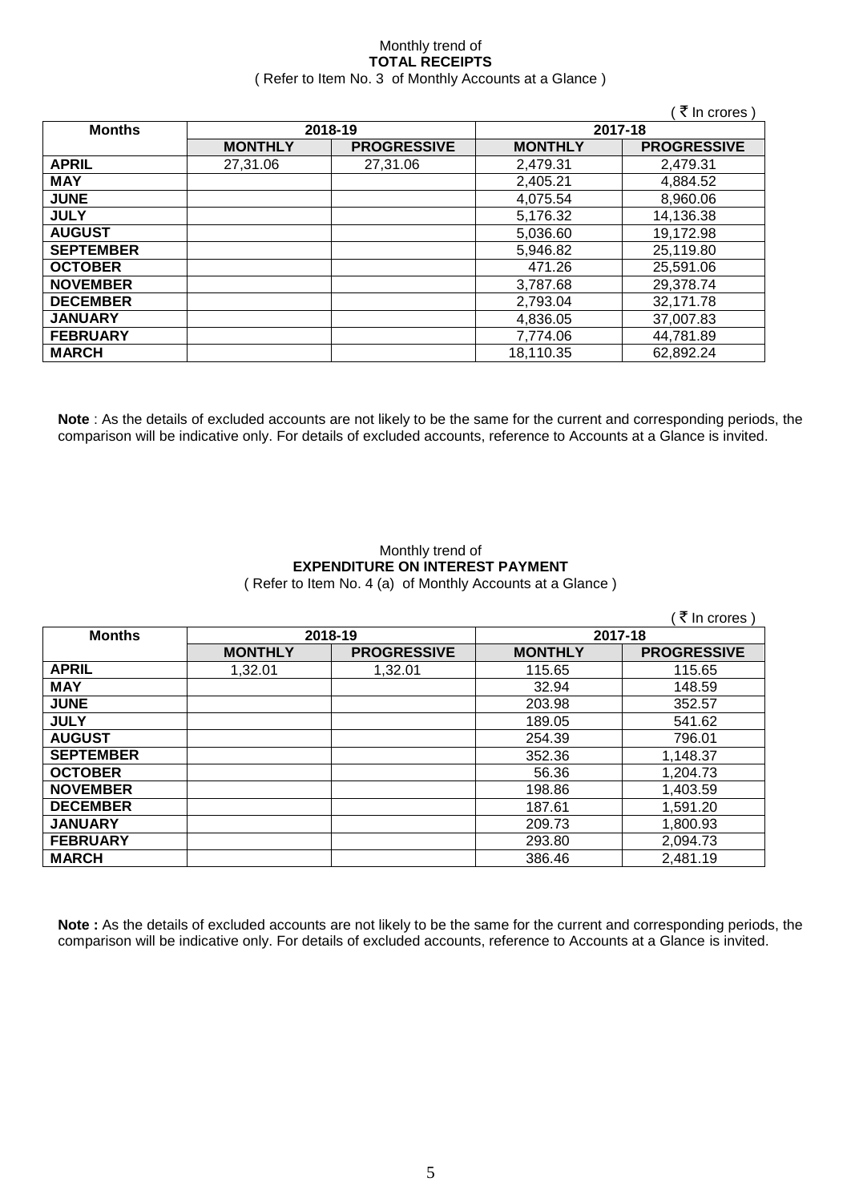Monthly trend of
**TOTAL RECEIPTS**
( Refer to Item No. 3 of Monthly Accounts at a Glance )

( ₹ In crores )

| Months | 2018-19 | | 2017-18 | |
|---|---|---|---|---|
| | **MONTHLY** | **PROGRESSIVE** | **MONTHLY** | **PROGRESSIVE** |
| **APRIL** | 27,31.06 | 27,31.06 | 2,479.31 | 2,479.31 |
| **MAY** | | | 2,405.21 | 4,884.52 |
| **JUNE** | | | 4,075.54 | 8,960.06 |
| **JULY** | | | 5,176.32 | 14,136.38 |
| **AUGUST** | | | 5,036.60 | 19,172.98 |
| **SEPTEMBER** | | | 5,946.82 | 25,119.80 |
| **OCTOBER** | | | 471.26 | 25,591.06 |
| **NOVEMBER** | | | 3,787.68 | 29,378.74 |
| **DECEMBER** | | | 2,793.04 | 32,171.78 |
| **JANUARY** | | | 4,836.05 | 37,007.83 |
| **FEBRUARY** | | | 7,774.06 | 44,781.89 |
| **MARCH** | | | 18,110.35 | 62,892.24 |

**Note** : As the details of excluded accounts are not likely to be the same for the current and corresponding periods, the comparison will be indicative only. For details of excluded accounts, reference to Accounts at a Glance is invited.

Monthly trend of
**EXPENDITURE ON INTEREST PAYMENT**
( Refer to Item No. 4 (a) of Monthly Accounts at a Glance )

( ₹ In crores )

| Months | 2018-19 | | 2017-18 | |
|---|---|---|---|---|
| | **MONTHLY** | **PROGRESSIVE** | **MONTHLY** | **PROGRESSIVE** |
| **APRIL** | 1,32.01 | 1,32.01 | 115.65 | 115.65 |
| **MAY** | | | 32.94 | 148.59 |
| **JUNE** | | | 203.98 | 352.57 |
| **JULY** | | | 189.05 | 541.62 |
| **AUGUST** | | | 254.39 | 796.01 |
| **SEPTEMBER** | | | 352.36 | 1,148.37 |
| **OCTOBER** | | | 56.36 | 1,204.73 |
| **NOVEMBER** | | | 198.86 | 1,403.59 |
| **DECEMBER** | | | 187.61 | 1,591.20 |
| **JANUARY** | | | 209.73 | 1,800.93 |
| **FEBRUARY** | | | 293.80 | 2,094.73 |
| **MARCH** | | | 386.46 | 2,481.19 |

**Note :** As the details of excluded accounts are not likely to be the same for the current and corresponding periods, the comparison will be indicative only. For details of excluded accounts, reference to Accounts at a Glance is invited.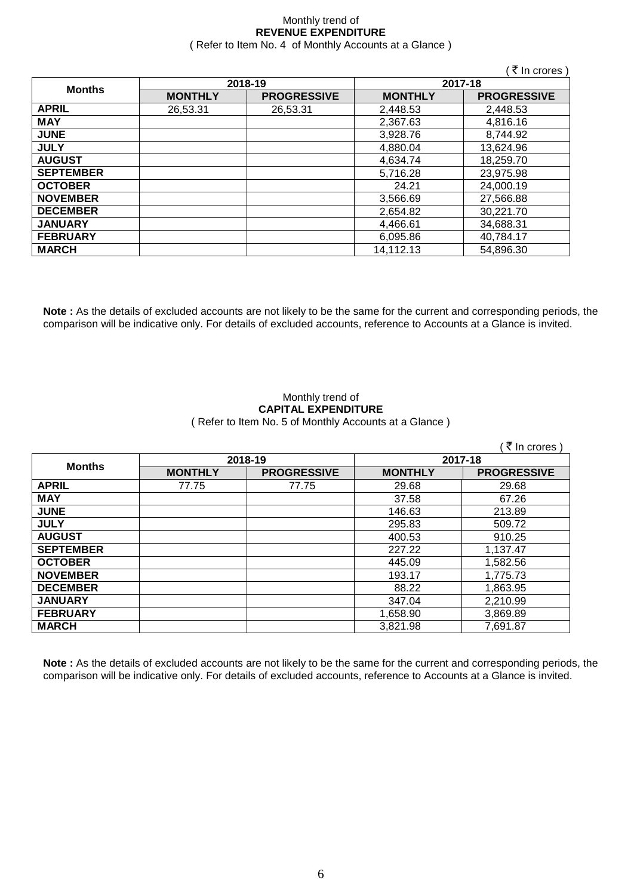Monthly trend of
**REVENUE EXPENDITURE**
( Refer to Item No. 4 of Monthly Accounts at a Glance )

( ₹ In crores )

| Months | 2018-19 | | 2017-18 | |
|---|---|---|---|---|
| | **MONTHLY** | **PROGRESSIVE** | **MONTHLY** | **PROGRESSIVE** |
| **APRIL** | 26,53.31 | 26,53.31 | 2,448.53 | 2,448.53 |
| **MAY** | | | 2,367.63 | 4,816.16 |
| **JUNE** | | | 3,928.76 | 8,744.92 |
| **JULY** | | | 4,880.04 | 13,624.96 |
| **AUGUST** | | | 4,634.74 | 18,259.70 |
| **SEPTEMBER** | | | 5,716.28 | 23,975.98 |
| **OCTOBER** | | | 24.21 | 24,000.19 |
| **NOVEMBER** | | | 3,566.69 | 27,566.88 |
| **DECEMBER** | | | 2,654.82 | 30,221.70 |
| **JANUARY** | | | 4,466.61 | 34,688.31 |
| **FEBRUARY** | | | 6,095.86 | 40,784.17 |
| **MARCH** | | | 14,112.13 | 54,896.30 |

**Note :** As the details of excluded accounts are not likely to be the same for the current and corresponding periods, the comparison will be indicative only. For details of excluded accounts, reference to Accounts at a Glance is invited.

Monthly trend of
**CAPITAL EXPENDITURE**
( Refer to Item No. 5 of Monthly Accounts at a Glance )

( ₹ In crores )

| Months | 2018-19 | | 2017-18 | |
|---|---|---|---|---|
| | **MONTHLY** | **PROGRESSIVE** | **MONTHLY** | **PROGRESSIVE** |
| **APRIL** | 77.75 | 77.75 | 29.68 | 29.68 |
| **MAY** | | | 37.58 | 67.26 |
| **JUNE** | | | 146.63 | 213.89 |
| **JULY** | | | 295.83 | 509.72 |
| **AUGUST** | | | 400.53 | 910.25 |
| **SEPTEMBER** | | | 227.22 | 1,137.47 |
| **OCTOBER** | | | 445.09 | 1,582.56 |
| **NOVEMBER** | | | 193.17 | 1,775.73 |
| **DECEMBER** | | | 88.22 | 1,863.95 |
| **JANUARY** | | | 347.04 | 2,210.99 |
| **FEBRUARY** | | | 1,658.90 | 3,869.89 |
| **MARCH** | | | 3,821.98 | 7,691.87 |

**Note :** As the details of excluded accounts are not likely to be the same for the current and corresponding periods, the comparison will be indicative only. For details of excluded accounts, reference to Accounts at a Glance is invited.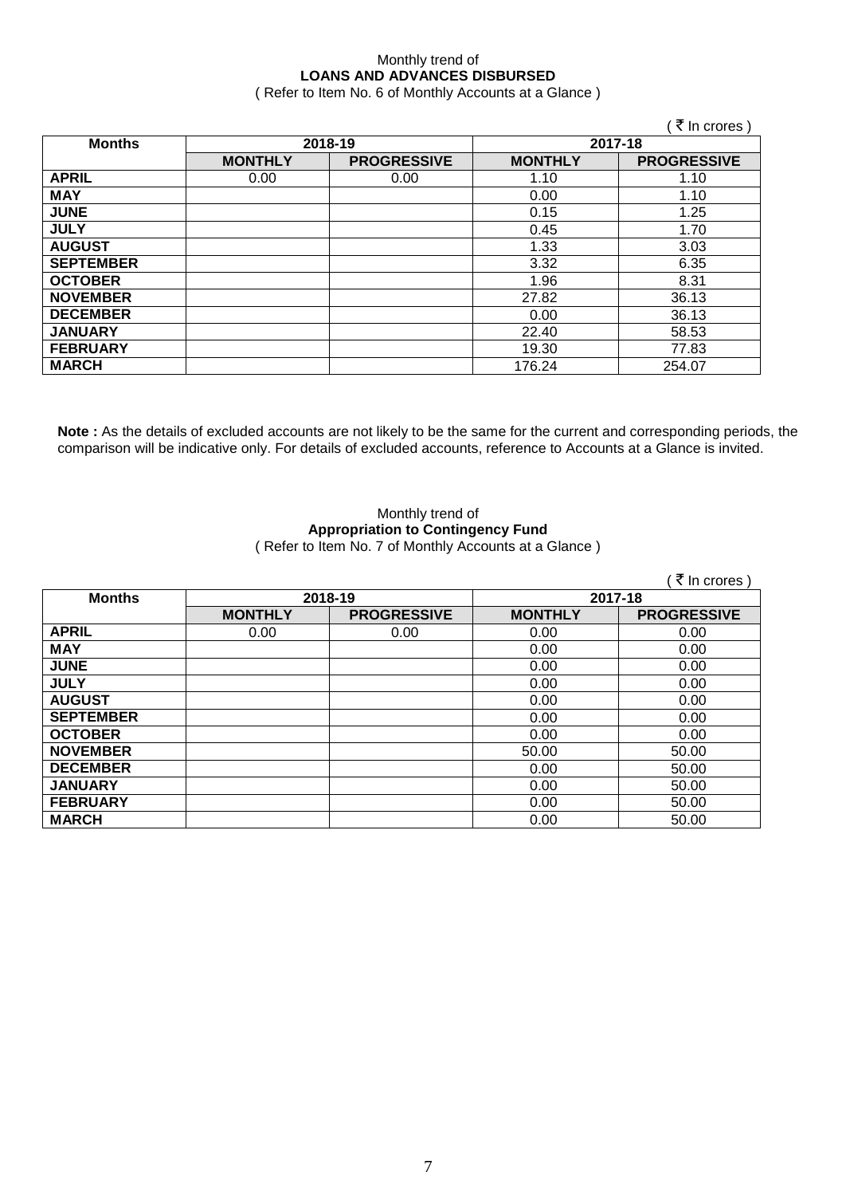Monthly trend of
**LOANS AND ADVANCES DISBURSED**
( Refer to Item No. 6 of Monthly Accounts at a Glance )

( ₹ In crores )

| Months | 2018-19 | | 2017-18 | |
|---|---|---|---|---|
| | **MONTHLY** | **PROGRESSIVE** | **MONTHLY** | **PROGRESSIVE** |
| **APRIL** | 0.00 | 0.00 | 1.10 | 1.10 |
| **MAY** | | | 0.00 | 1.10 |
| **JUNE** | | | 0.15 | 1.25 |
| **JULY** | | | 0.45 | 1.70 |
| **AUGUST** | | | 1.33 | 3.03 |
| **SEPTEMBER** | | | 3.32 | 6.35 |
| **OCTOBER** | | | 1.96 | 8.31 |
| **NOVEMBER** | | | 27.82 | 36.13 |
| **DECEMBER** | | | 0.00 | 36.13 |
| **JANUARY** | | | 22.40 | 58.53 |
| **FEBRUARY** | | | 19.30 | 77.83 |
| **MARCH** | | | 176.24 | 254.07 |

**Note :** As the details of excluded accounts are not likely to be the same for the current and corresponding periods, the comparison will be indicative only. For details of excluded accounts, reference to Accounts at a Glance is invited.

Monthly trend of
**Appropriation to Contingency Fund**
( Refer to Item No. 7 of Monthly Accounts at a Glance )

( ₹ In crores )

| Months | 2018-19 | | 2017-18 | |
|---|---|---|---|---|
| | **MONTHLY** | **PROGRESSIVE** | **MONTHLY** | **PROGRESSIVE** |
| **APRIL** | 0.00 | 0.00 | 0.00 | 0.00 |
| **MAY** | | | 0.00 | 0.00 |
| **JUNE** | | | 0.00 | 0.00 |
| **JULY** | | | 0.00 | 0.00 |
| **AUGUST** | | | 0.00 | 0.00 |
| **SEPTEMBER** | | | 0.00 | 0.00 |
| **OCTOBER** | | | 0.00 | 0.00 |
| **NOVEMBER** | | | 50.00 | 50.00 |
| **DECEMBER** | | | 0.00 | 50.00 |
| **JANUARY** | | | 0.00 | 50.00 |
| **FEBRUARY** | | | 0.00 | 50.00 |
| **MARCH** | | | 0.00 | 50.00 |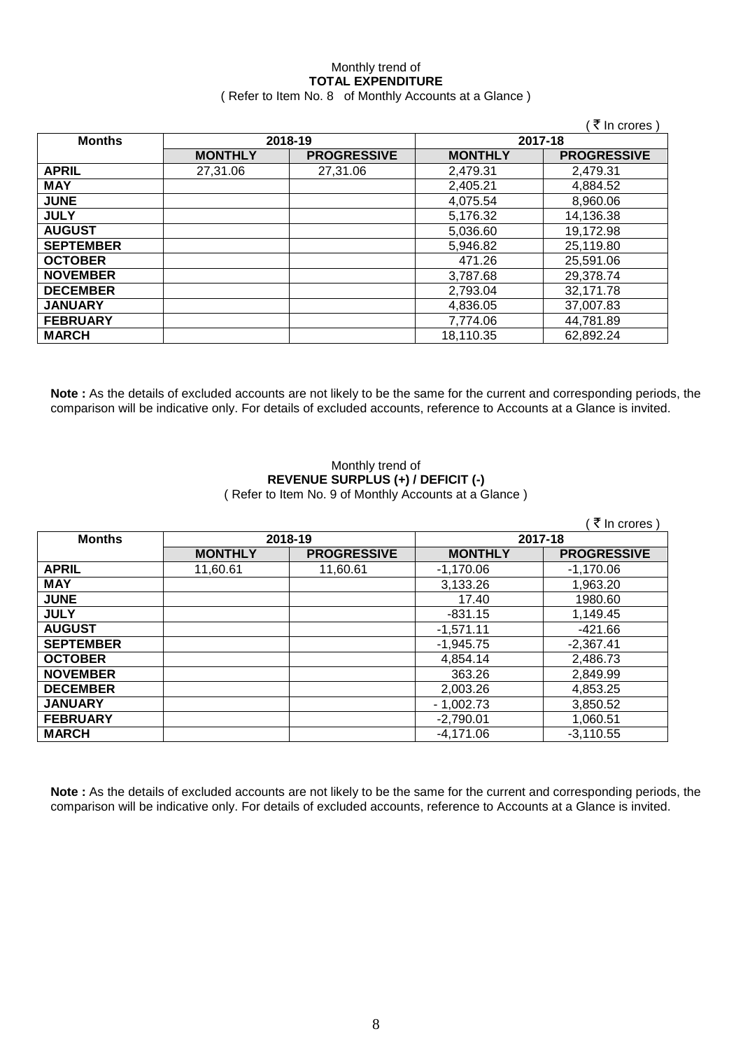Monthly trend of
**TOTAL EXPENDITURE**
( Refer to Item No. 8 of Monthly Accounts at a Glance )

( ₹ In crores )

| Months | 2018-19 | | 2017-18 | |
|---|---|---|---|---|
| | **MONTHLY** | **PROGRESSIVE** | **MONTHLY** | **PROGRESSIVE** |
| **APRIL** | 27,31.06 | 27,31.06 | 2,479.31 | 2,479.31 |
| **MAY** | | | 2,405.21 | 4,884.52 |
| **JUNE** | | | 4,075.54 | 8,960.06 |
| **JULY** | | | 5,176.32 | 14,136.38 |
| **AUGUST** | | | 5,036.60 | 19,172.98 |
| **SEPTEMBER** | | | 5,946.82 | 25,119.80 |
| **OCTOBER** | | | 471.26 | 25,591.06 |
| **NOVEMBER** | | | 3,787.68 | 29,378.74 |
| **DECEMBER** | | | 2,793.04 | 32,171.78 |
| **JANUARY** | | | 4,836.05 | 37,007.83 |
| **FEBRUARY** | | | 7,774.06 | 44,781.89 |
| **MARCH** | | | 18,110.35 | 62,892.24 |

**Note :** As the details of excluded accounts are not likely to be the same for the current and corresponding periods, the comparison will be indicative only. For details of excluded accounts, reference to Accounts at a Glance is invited.

Monthly trend of
**REVENUE SURPLUS (+) / DEFICIT (-)**
( Refer to Item No. 9 of Monthly Accounts at a Glance )

( ₹ In crores )

| Months | 2018-19 | | 2017-18 | |
|---|---|---|---|---|
| | **MONTHLY** | **PROGRESSIVE** | **MONTHLY** | **PROGRESSIVE** |
| **APRIL** | 11,60.61 | 11,60.61 | -1,170.06 | -1,170.06 |
| **MAY** | | | 3,133.26 | 1,963.20 |
| **JUNE** | | | 17.40 | 1980.60 |
| **JULY** | | | -831.15 | 1,149.45 |
| **AUGUST** | | | -1,571.11 | -421.66 |
| **SEPTEMBER** | | | -1,945.75 | -2,367.41 |
| **OCTOBER** | | | 4,854.14 | 2,486.73 |
| **NOVEMBER** | | | 363.26 | 2,849.99 |
| **DECEMBER** | | | 2,003.26 | 4,853.25 |
| **JANUARY** | | | - 1,002.73 | 3,850.52 |
| **FEBRUARY** | | | -2,790.01 | 1,060.51 |
| **MARCH** | | | -4,171.06 | -3,110.55 |

**Note :** As the details of excluded accounts are not likely to be the same for the current and corresponding periods, the comparison will be indicative only. For details of excluded accounts, reference to Accounts at a Glance is invited.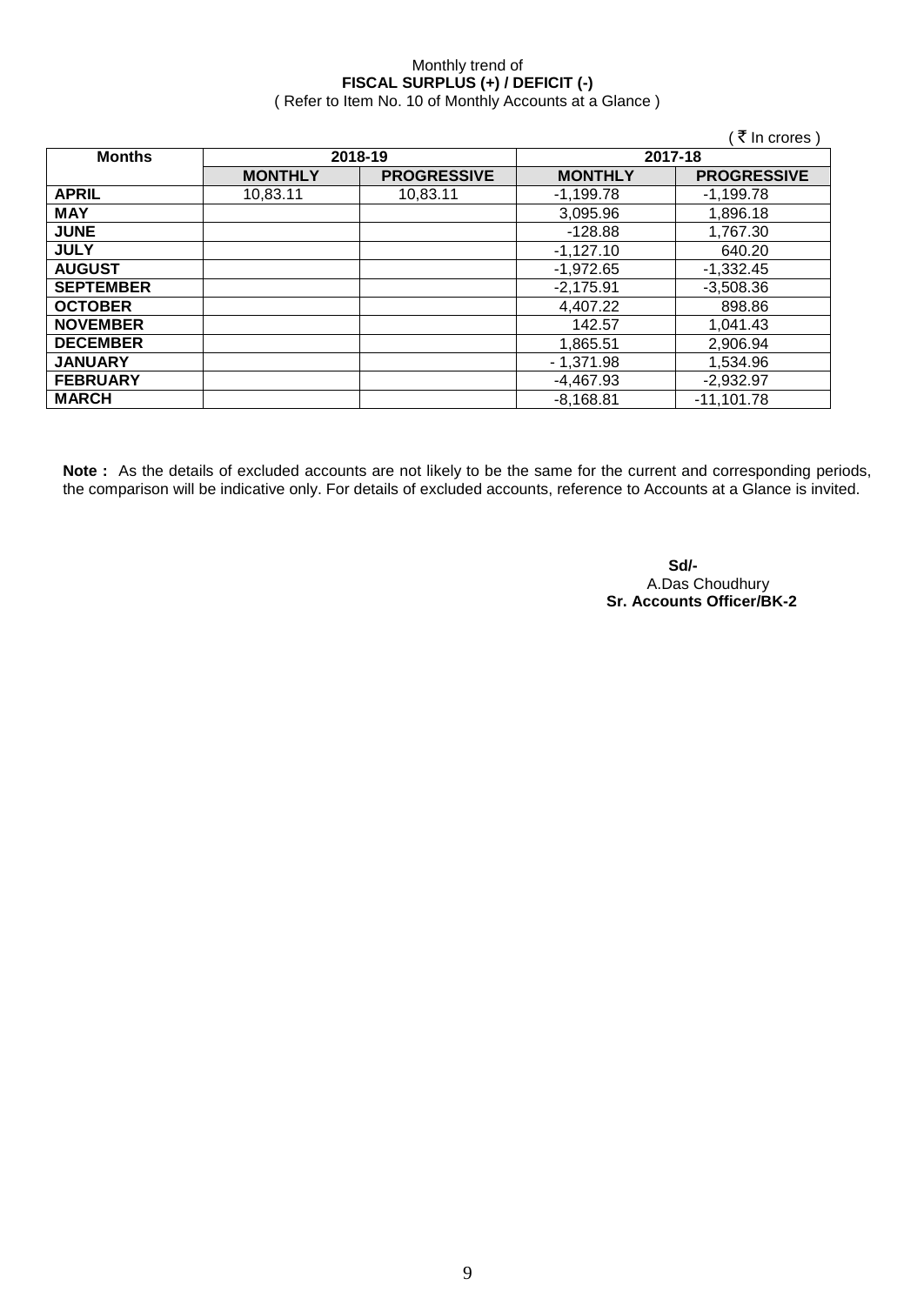Monthly trend of

**FISCAL SURPLUS (+) / DEFICIT (-)**

( Refer to Item No. 10 of Monthly Accounts at a Glance )

( ₹ In crores )

| Months | 2018-19 | | 2017-18 | |
|---|---|---|---|---|
| | **MONTHLY** | **PROGRESSIVE** | **MONTHLY** | **PROGRESSIVE** |
| **APRIL** | 10,83.11 | 10,83.11 | -1,199.78 | -1,199.78 |
| **MAY** | | | 3,095.96 | 1,896.18 |
| **JUNE** | | | -128.88 | 1,767.30 |
| **JULY** | | | -1,127.10 | 640.20 |
| **AUGUST** | | | -1,972.65 | -1,332.45 |
| **SEPTEMBER** | | | -2,175.91 | -3,508.36 |
| **OCTOBER** | | | 4,407.22 | 898.86 |
| **NOVEMBER** | | | 142.57 | 1,041.43 |
| **DECEMBER** | | | 1,865.51 | 2,906.94 |
| **JANUARY** | | | - 1,371.98 | 1,534.96 |
| **FEBRUARY** | | | -4,467.93 | -2,932.97 |
| **MARCH** | | | -8,168.81 | -11,101.78 |

**Note :** As the details of excluded accounts are not likely to be the same for the current and corresponding periods, the comparison will be indicative only. For details of excluded accounts, reference to Accounts at a Glance is invited.

**Sd/-**

A.Das Choudhury

**Sr. Accounts Officer/BK-2**